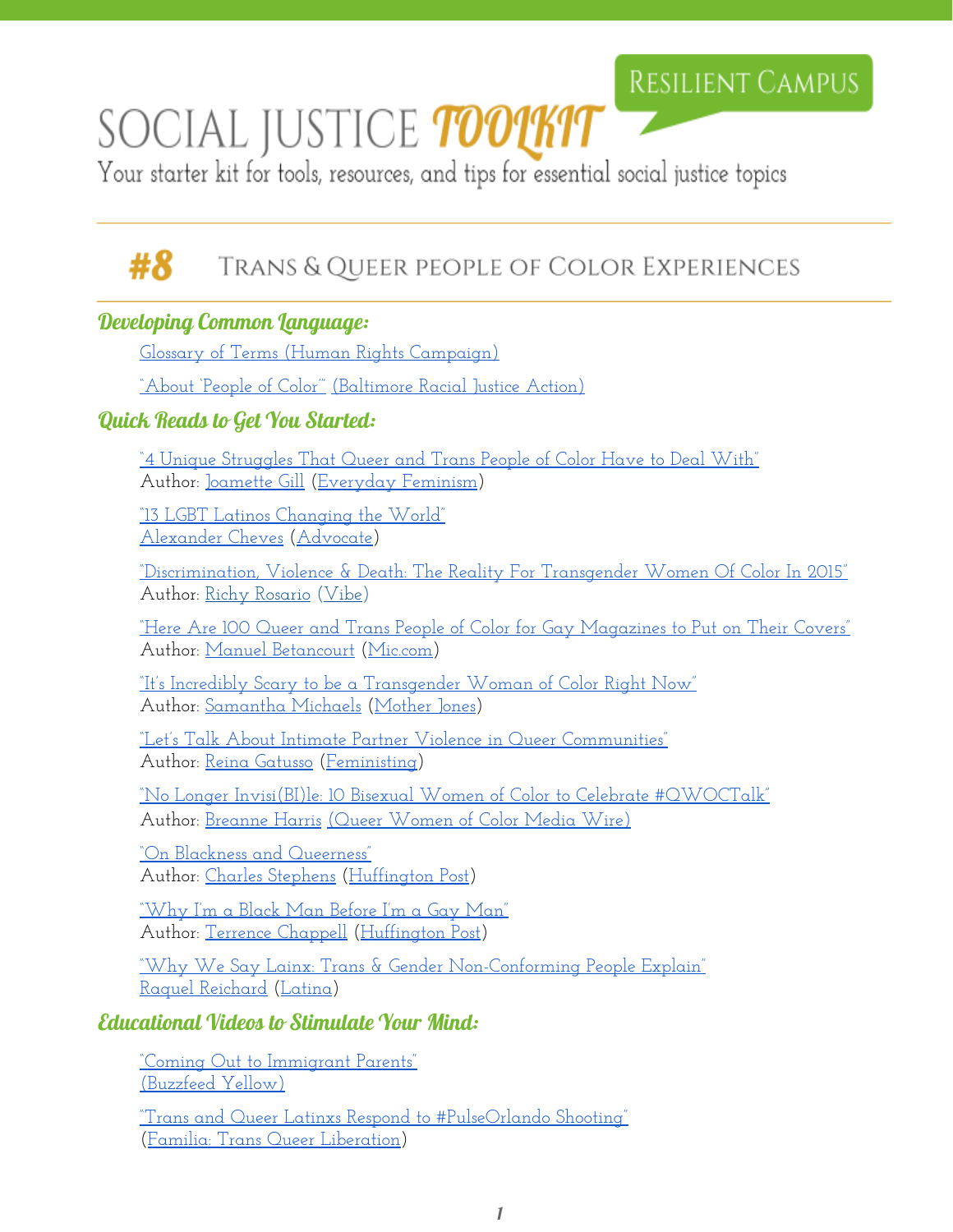Resilient Campus

# Social Justice Toolkit

Your starter kit for tools, resources, and tips for essential social justice topics

## #8 Trans & Queer people of Color Experiences

### Developing Common Language:

Glossary of Terms (Human Rights Campaign)

"About 'People of Color'" (Baltimore Racial Justice Action)

### Quick Reads to Get You Started:

"4 Unique Struggles That Queer and Trans People of Color Have to Deal With"
Author: Joamette Gill (Everyday Feminism)

"13 LGBT Latinos Changing the World"
Alexander Cheves (Advocate)

"Discrimination, Violence & Death: The Reality For Transgender Women Of Color In 2015"
Author: Richy Rosario (Vibe)

"Here Are 100 Queer and Trans People of Color for Gay Magazines to Put on Their Covers"
Author: Manuel Betancourt (Mic.com)

"It's Incredibly Scary to be a Transgender Woman of Color Right Now"
Author: Samantha Michaels (Mother Jones)

"Let's Talk About Intimate Partner Violence in Queer Communities"
Author: Reina Gatusso (Feministing)

"No Longer Invisi(Bi)le: 10 Bisexual Women of Color to Celebrate #QWOCTalk"
Author: Breanne Harris (Queer Women of Color Media Wire)

"On Blackness and Queerness"
Author: Charles Stephens (Huffington Post)

"Why I'm a Black Man Before I'm a Gay Man"
Author: Terrence Chappell (Huffington Post)

"Why We Say Lainx: Trans & Gender Non-Conforming People Explain"
Raquel Reichard (Latina)

### Educational Videos to Stimulate Your Mind:

"Coming Out to Immigrant Parents"
(Buzzfeed Yellow)

"Trans and Queer Latinxs Respond to #PulseOrlando Shooting"
(Familia: Trans Queer Liberation)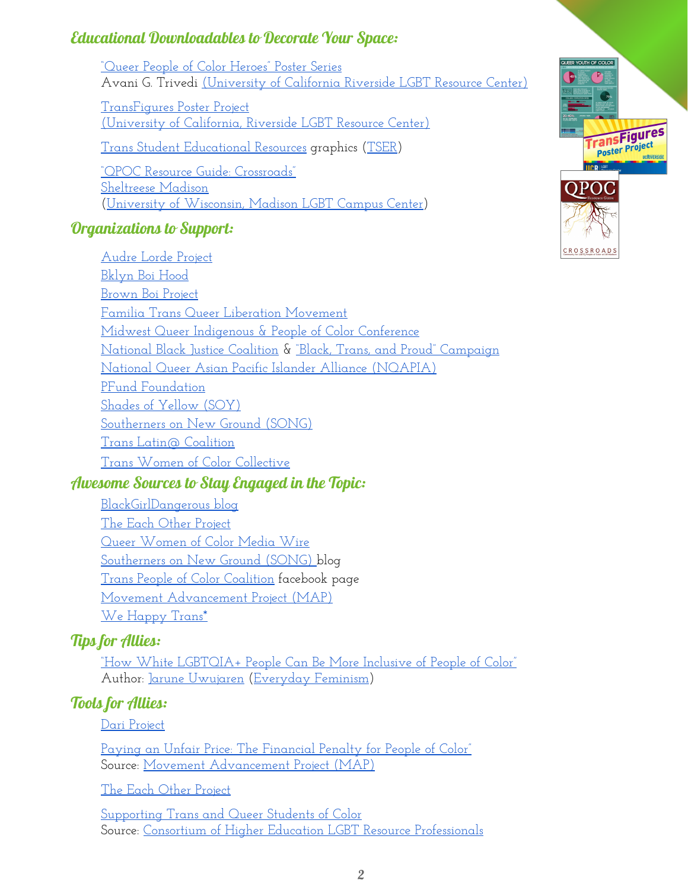## Educational Downloadables to Decorate Your Space:

"Queer People of Color Heroes" Poster Series
Avani G. Trivedi (University of California Riverside LGBT Resource Center)

TransFigures Poster Project
(University of California, Riverside LGBT Resource Center)

Trans Student Educational Resources graphics (TSER)

"QPOC Resource Guide: Crossroads"
Sheltreese Madison
(University of Wisconsin, Madison LGBT Campus Center)

## Organizations to Support:

Audre Lorde Project
Bklyn Boi Hood
Brown Boi Project
Familia Trans Queer Liberation Movement
Midwest Queer Indigenous & People of Color Conference
National Black Justice Coalition & "Black, Trans, and Proud" Campaign
National Queer Asian Pacific Islander Alliance (NQAPIA)
PFund Foundation
Shades of Yellow (SOY)
Southerners on New Ground (SONG)
Trans Latin@ Coalition
Trans Women of Color Collective

## Awesome Sources to Stay Engaged in the Topic:

BlackGirlDangerous blog
The Each Other Project
Queer Women of Color Media Wire
Southerners on New Ground (SONG) blog
Trans People of Color Coalition facebook page
Movement Advancement Project (MAP)
We Happy Trans*

## Tips for Allies:

"How White LGBTQIA+ People Can Be More Inclusive of People of Color"
Author: Jarune Uwujaren (Everyday Feminism)

## Tools for Allies:

Dari Project

Paying an Unfair Price: The Financial Penalty for People of Color"
Source: Movement Advancement Project (MAP)

The Each Other Project

Supporting Trans and Queer Students of Color
Source: Consortium of Higher Education LGBT Resource Professionals